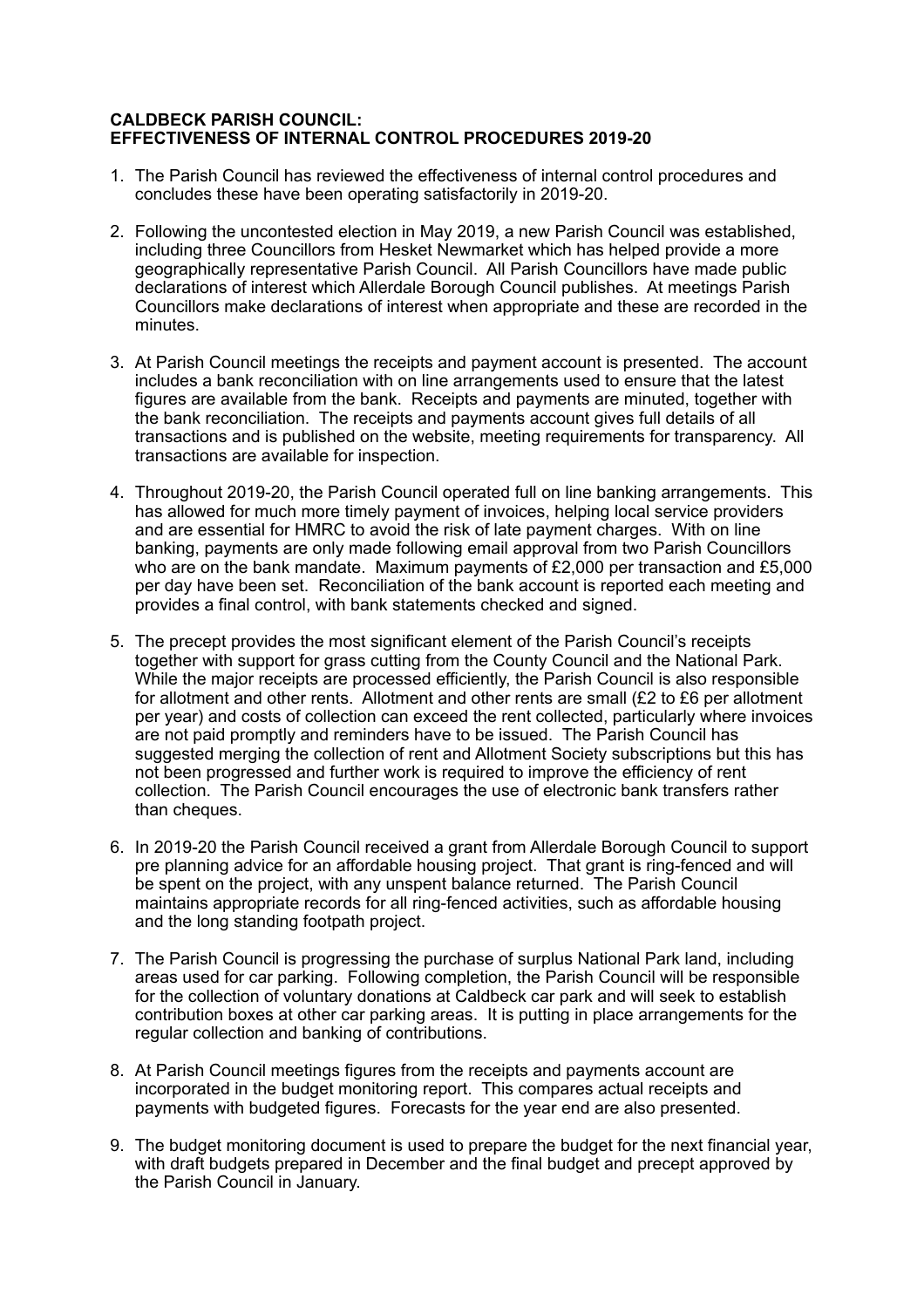**CALDBECK PARISH COUNCIL:**
**EFFECTIVENESS OF INTERNAL CONTROL PROCEDURES 2019-20**

1. The Parish Council has reviewed the effectiveness of internal control procedures and concludes these have been operating satisfactorily in 2019-20.

2. Following the uncontested election in May 2019, a new Parish Council was established, including three Councillors from Hesket Newmarket which has helped provide a more geographically representative Parish Council. All Parish Councillors have made public declarations of interest which Allerdale Borough Council publishes. At meetings Parish Councillors make declarations of interest when appropriate and these are recorded in the minutes.

3. At Parish Council meetings the receipts and payment account is presented. The account includes a bank reconciliation with on line arrangements used to ensure that the latest figures are available from the bank. Receipts and payments are minuted, together with the bank reconciliation. The receipts and payments account gives full details of all transactions and is published on the website, meeting requirements for transparency. All transactions are available for inspection.

4. Throughout 2019-20, the Parish Council operated full on line banking arrangements. This has allowed for much more timely payment of invoices, helping local service providers and are essential for HMRC to avoid the risk of late payment charges. With on line banking, payments are only made following email approval from two Parish Councillors who are on the bank mandate. Maximum payments of £2,000 per transaction and £5,000 per day have been set. Reconciliation of the bank account is reported each meeting and provides a final control, with bank statements checked and signed.

5. The precept provides the most significant element of the Parish Council's receipts together with support for grass cutting from the County Council and the National Park. While the major receipts are processed efficiently, the Parish Council is also responsible for allotment and other rents. Allotment and other rents are small (£2 to £6 per allotment per year) and costs of collection can exceed the rent collected, particularly where invoices are not paid promptly and reminders have to be issued. The Parish Council has suggested merging the collection of rent and Allotment Society subscriptions but this has not been progressed and further work is required to improve the efficiency of rent collection. The Parish Council encourages the use of electronic bank transfers rather than cheques.

6. In 2019-20 the Parish Council received a grant from Allerdale Borough Council to support pre planning advice for an affordable housing project. That grant is ring-fenced and will be spent on the project, with any unspent balance returned. The Parish Council maintains appropriate records for all ring-fenced activities, such as affordable housing and the long standing footpath project.

7. The Parish Council is progressing the purchase of surplus National Park land, including areas used for car parking. Following completion, the Parish Council will be responsible for the collection of voluntary donations at Caldbeck car park and will seek to establish contribution boxes at other car parking areas. It is putting in place arrangements for the regular collection and banking of contributions.

8. At Parish Council meetings figures from the receipts and payments account are incorporated in the budget monitoring report. This compares actual receipts and payments with budgeted figures. Forecasts for the year end are also presented.

9. The budget monitoring document is used to prepare the budget for the next financial year, with draft budgets prepared in December and the final budget and precept approved by the Parish Council in January.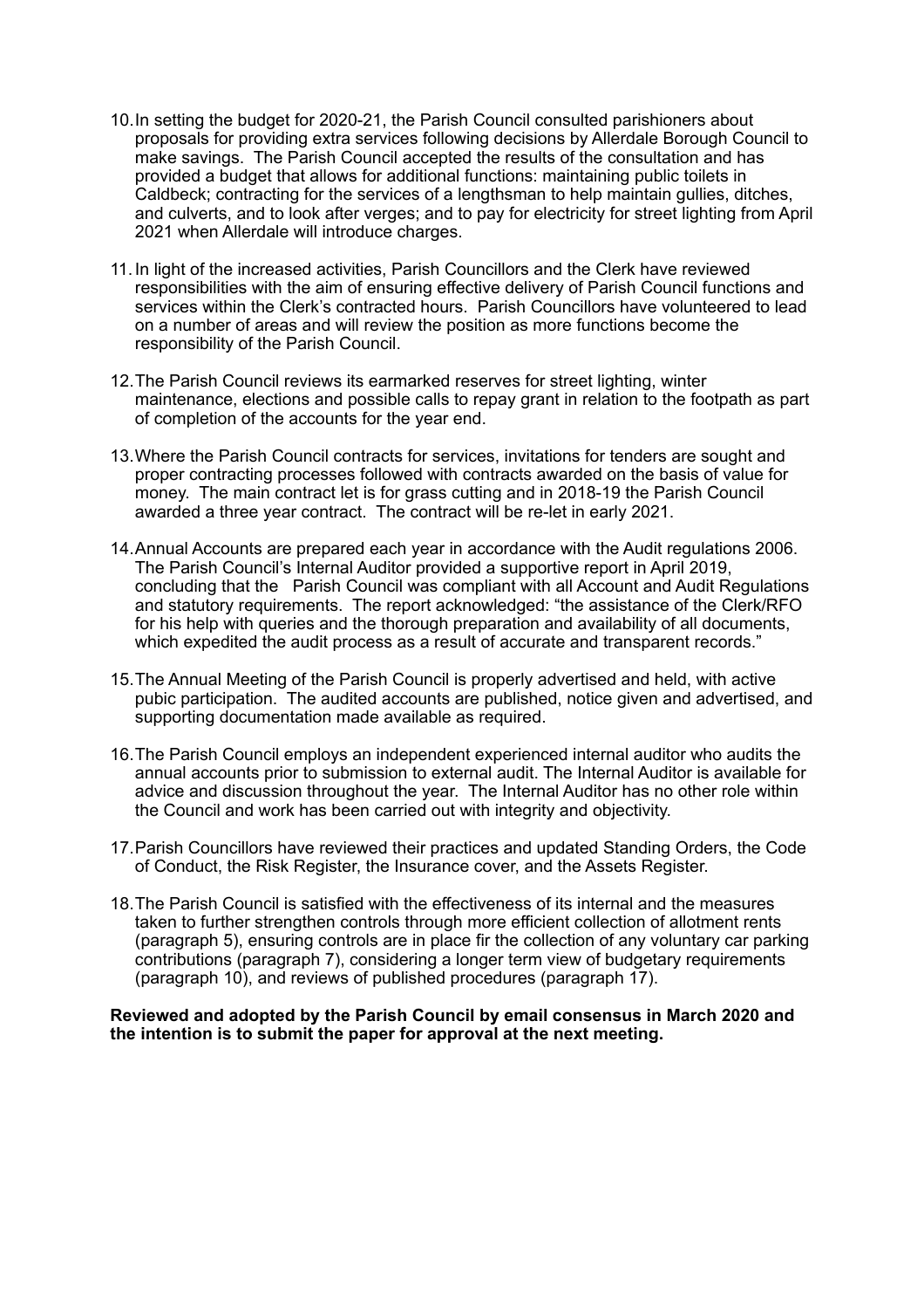10. In setting the budget for 2020-21, the Parish Council consulted parishioners about proposals for providing extra services following decisions by Allerdale Borough Council to make savings. The Parish Council accepted the results of the consultation and has provided a budget that allows for additional functions: maintaining public toilets in Caldbeck; contracting for the services of a lengthsman to help maintain gullies, ditches, and culverts, and to look after verges; and to pay for electricity for street lighting from April 2021 when Allerdale will introduce charges.

11. In light of the increased activities, Parish Councillors and the Clerk have reviewed responsibilities with the aim of ensuring effective delivery of Parish Council functions and services within the Clerk's contracted hours. Parish Councillors have volunteered to lead on a number of areas and will review the position as more functions become the responsibility of the Parish Council.

12. The Parish Council reviews its earmarked reserves for street lighting, winter maintenance, elections and possible calls to repay grant in relation to the footpath as part of completion of the accounts for the year end.

13. Where the Parish Council contracts for services, invitations for tenders are sought and proper contracting processes followed with contracts awarded on the basis of value for money. The main contract let is for grass cutting and in 2018-19 the Parish Council awarded a three year contract. The contract will be re-let in early 2021.

14. Annual Accounts are prepared each year in accordance with the Audit regulations 2006. The Parish Council's Internal Auditor provided a supportive report in April 2019, concluding that the Parish Council was compliant with all Account and Audit Regulations and statutory requirements. The report acknowledged: "the assistance of the Clerk/RFO for his help with queries and the thorough preparation and availability of all documents, which expedited the audit process as a result of accurate and transparent records."

15. The Annual Meeting of the Parish Council is properly advertised and held, with active pubic participation. The audited accounts are published, notice given and advertised, and supporting documentation made available as required.

16. The Parish Council employs an independent experienced internal auditor who audits the annual accounts prior to submission to external audit. The Internal Auditor is available for advice and discussion throughout the year. The Internal Auditor has no other role within the Council and work has been carried out with integrity and objectivity.

17. Parish Councillors have reviewed their practices and updated Standing Orders, the Code of Conduct, the Risk Register, the Insurance cover, and the Assets Register.

18. The Parish Council is satisfied with the effectiveness of its internal and the measures taken to further strengthen controls through more efficient collection of allotment rents (paragraph 5), ensuring controls are in place fir the collection of any voluntary car parking contributions (paragraph 7), considering a longer term view of budgetary requirements (paragraph 10), and reviews of published procedures (paragraph 17).

**Reviewed and adopted by the Parish Council by email consensus in March 2020 and the intention is to submit the paper for approval at the next meeting.**